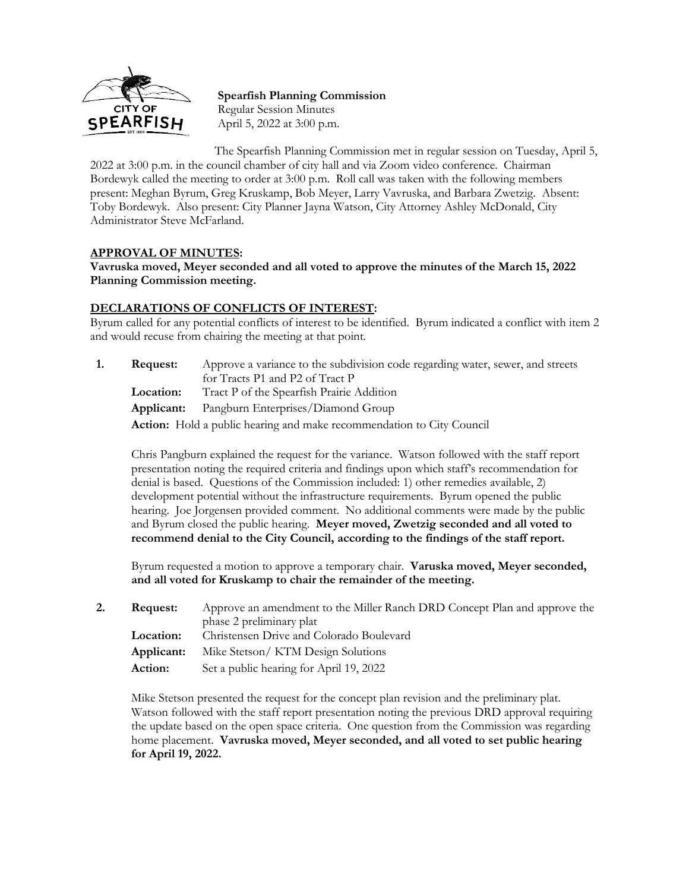**Spearfish Planning Commission**
Regular Session Minutes
April 5, 2022 at 3:00 p.m.

The Spearfish Planning Commission met in regular session on Tuesday, April 5, 2022 at 3:00 p.m. in the council chamber of city hall and via Zoom video conference. Chairman Bordewyk called the meeting to order at 3:00 p.m. Roll call was taken with the following members present: Meghan Byrum, Greg Kruskamp, Bob Meyer, Larry Vavruska, and Barbara Zwetzig. Absent: Toby Bordewyk. Also present: City Planner Jayna Watson, City Attorney Ashley McDonald, City Administrator Steve McFarland.

**APPROVAL OF MINUTES:**

**Vavruska moved, Meyer seconded and all voted to approve the minutes of the March 15, 2022 Planning Commission meeting.**

**DECLARATIONS OF CONFLICTS OF INTEREST:**

Byrum called for any potential conflicts of interest to be identified. Byrum indicated a conflict with item 2 and would recuse from chairing the meeting at that point.

**1. Request:** Approve a variance to the subdivision code regarding water, sewer, and streets for Tracts P1 and P2 of Tract P
**Location:** Tract P of the Spearfish Prairie Addition
**Applicant:** Pangburn Enterprises/Diamond Group
**Action:** Hold a public hearing and make recommendation to City Council

Chris Pangburn explained the request for the variance. Watson followed with the staff report presentation noting the required criteria and findings upon which staff's recommendation for denial is based. Questions of the Commission included: 1) other remedies available, 2) development potential without the infrastructure requirements. Byrum opened the public hearing. Joe Jorgensen provided comment. No additional comments were made by the public and Byrum closed the public hearing. **Meyer moved, Zwetzig seconded and all voted to recommend denial to the City Council, according to the findings of the staff report.**

Byrum requested a motion to approve a temporary chair. **Varuska moved, Meyer seconded, and all voted for Kruskamp to chair the remainder of the meeting.**

**2. Request:** Approve an amendment to the Miller Ranch DRD Concept Plan and approve the phase 2 preliminary plat
**Location:** Christensen Drive and Colorado Boulevard
**Applicant:** Mike Stetson/ KTM Design Solutions
**Action:** Set a public hearing for April 19, 2022

Mike Stetson presented the request for the concept plan revision and the preliminary plat. Watson followed with the staff report presentation noting the previous DRD approval requiring the update based on the open space criteria. One question from the Commission was regarding home placement. **Vavruska moved, Meyer seconded, and all voted to set public hearing for April 19, 2022.**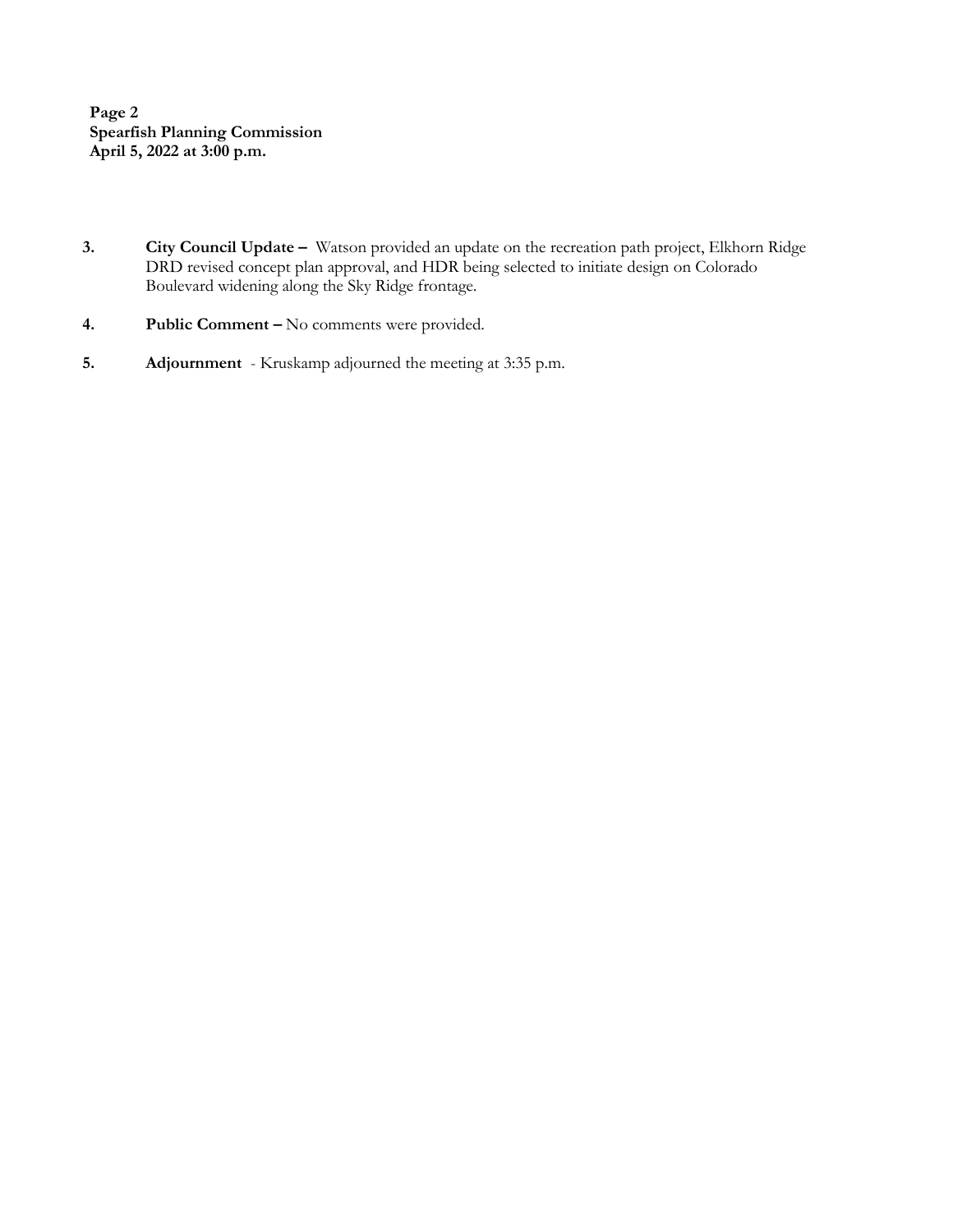3. **City Council Update –** Watson provided an update on the recreation path project, Elkhorn Ridge DRD revised concept plan approval, and HDR being selected to initiate design on Colorado Boulevard widening along the Sky Ridge frontage.

4. **Public Comment –** No comments were provided.

5. **Adjournment** - Kruskamp adjourned the meeting at 3:35 p.m.